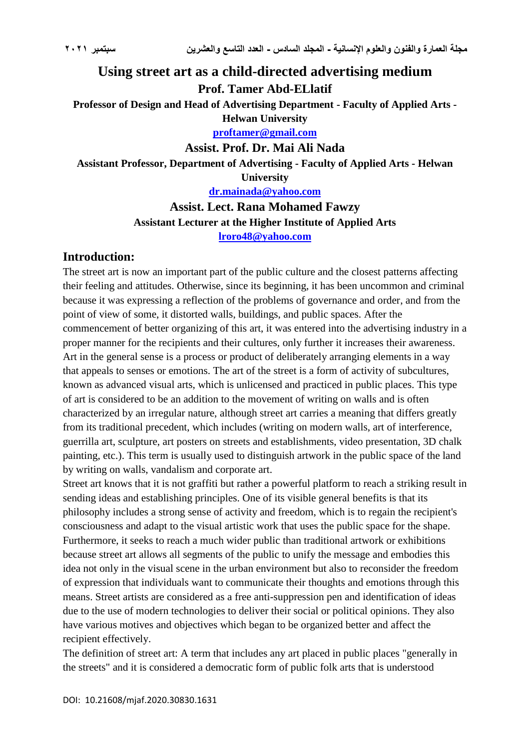# Using street art as a child-directed advertising medium

**Prof. Tamer Abd-ELlatif**

**Professor of Design and Head of Advertising Department - Faculty of Applied Arts - Helwan University**

**proftamer@gmail.com**

**Assist. Prof. Dr. Mai Ali Nada**

**Assistant Professor, Department of Advertising - Faculty of Applied Arts - Helwan University**

**dr.mainada@yahoo.com**

**Assist. Lect. Rana Mohamed Fawzy**

**Assistant Lecturer at the Higher Institute of Applied Arts**

**lroro48@yahoo.com**

## Introduction:

The street art is now an important part of the public culture and the closest patterns affecting their feeling and attitudes. Otherwise, since its beginning, it has been uncommon and criminal because it was expressing a reflection of the problems of governance and order, and from the point of view of some, it distorted walls, buildings, and public spaces. After the commencement of better organizing of this art, it was entered into the advertising industry in a proper manner for the recipients and their cultures, only further it increases their awareness. Art in the general sense is a process or product of deliberately arranging elements in a way that appeals to senses or emotions. The art of the street is a form of activity of subcultures, known as advanced visual arts, which is unlicensed and practiced in public places. This type of art is considered to be an addition to the movement of writing on walls and is often characterized by an irregular nature, although street art carries a meaning that differs greatly from its traditional precedent, which includes (writing on modern walls, art of interference, guerrilla art, sculpture, art posters on streets and establishments, video presentation, 3D chalk painting, etc.). This term is usually used to distinguish artwork in the public space of the land by writing on walls, vandalism and corporate art.

Street art knows that it is not graffiti but rather a powerful platform to reach a striking result in sending ideas and establishing principles. One of its visible general benefits is that its philosophy includes a strong sense of activity and freedom, which is to regain the recipient's consciousness and adapt to the visual artistic work that uses the public space for the shape. Furthermore, it seeks to reach a much wider public than traditional artwork or exhibitions because street art allows all segments of the public to unify the message and embodies this idea not only in the visual scene in the urban environment but also to reconsider the freedom of expression that individuals want to communicate their thoughts and emotions through this means. Street artists are considered as a free anti-suppression pen and identification of ideas due to the use of modern technologies to deliver their social or political opinions. They also have various motives and objectives which began to be organized better and affect the recipient effectively.

The definition of street art: A term that includes any art placed in public places "generally in the streets" and it is considered a democratic form of public folk arts that is understood

DOI: 10.21608/mjaf.2020.30830.1631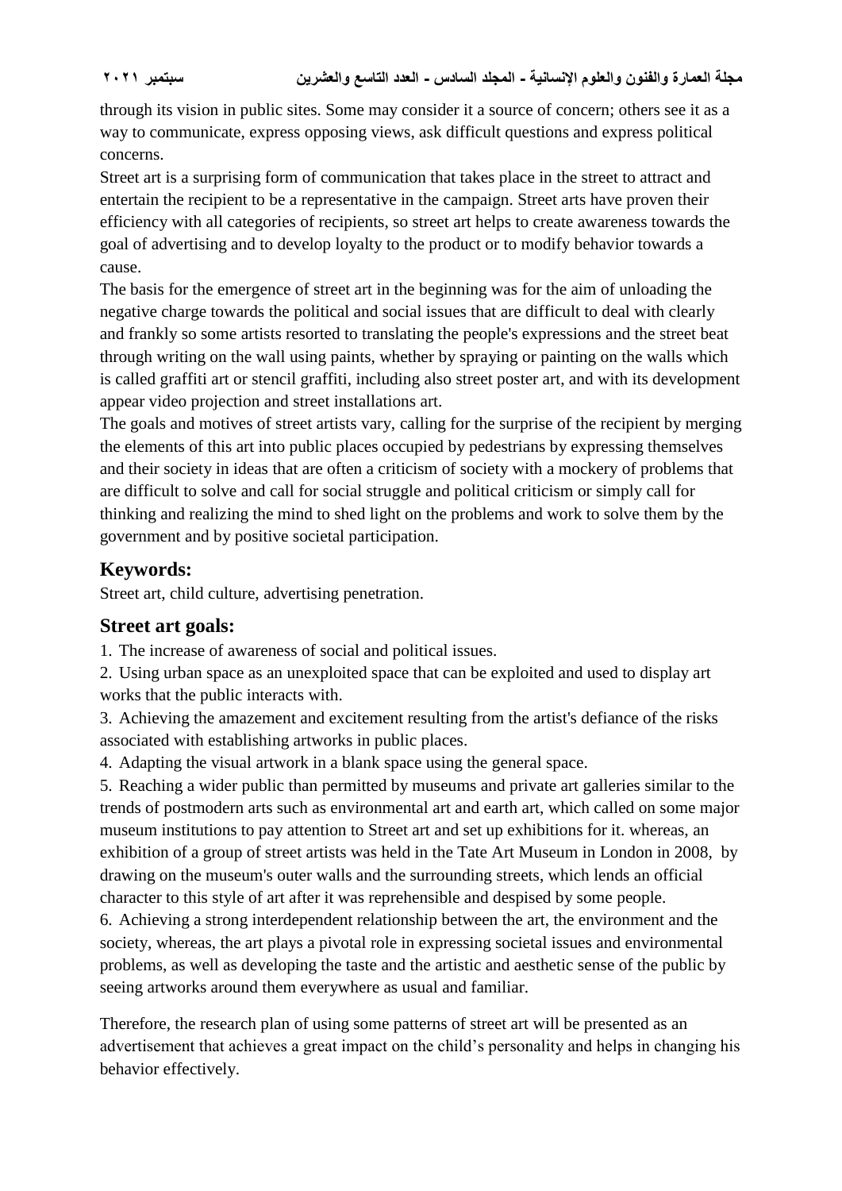through its vision in public sites. Some may consider it a source of concern; others see it as a way to communicate, express opposing views, ask difficult questions and express political concerns.

Street art is a surprising form of communication that takes place in the street to attract and entertain the recipient to be a representative in the campaign. Street arts have proven their efficiency with all categories of recipients, so street art helps to create awareness towards the goal of advertising and to develop loyalty to the product or to modify behavior towards a cause.

The basis for the emergence of street art in the beginning was for the aim of unloading the negative charge towards the political and social issues that are difficult to deal with clearly and frankly so some artists resorted to translating the people's expressions and the street beat through writing on the wall using paints, whether by spraying or painting on the walls which is called graffiti art or stencil graffiti, including also street poster art, and with its development appear video projection and street installations art.

The goals and motives of street artists vary, calling for the surprise of the recipient by merging the elements of this art into public places occupied by pedestrians by expressing themselves and their society in ideas that are often a criticism of society with a mockery of problems that are difficult to solve and call for social struggle and political criticism or simply call for thinking and realizing the mind to shed light on the problems and work to solve them by the government and by positive societal participation.

## Keywords:

Street art, child culture, advertising penetration.

## Street art goals:

1. The increase of awareness of social and political issues.
2. Using urban space as an unexploited space that can be exploited and used to display art works that the public interacts with.
3. Achieving the amazement and excitement resulting from the artist's defiance of the risks associated with establishing artworks in public places.
4. Adapting the visual artwork in a blank space using the general space.
5. Reaching a wider public than permitted by museums and private art galleries similar to the trends of postmodern arts such as environmental art and earth art, which called on some major museum institutions to pay attention to Street art and set up exhibitions for it. whereas, an exhibition of a group of street artists was held in the Tate Art Museum in London in 2008, by drawing on the museum's outer walls and the surrounding streets, which lends an official character to this style of art after it was reprehensible and despised by some people.
6. Achieving a strong interdependent relationship between the art, the environment and the society, whereas, the art plays a pivotal role in expressing societal issues and environmental problems, as well as developing the taste and the artistic and aesthetic sense of the public by seeing artworks around them everywhere as usual and familiar.

Therefore, the research plan of using some patterns of street art will be presented as an advertisement that achieves a great impact on the child's personality and helps in changing his behavior effectively.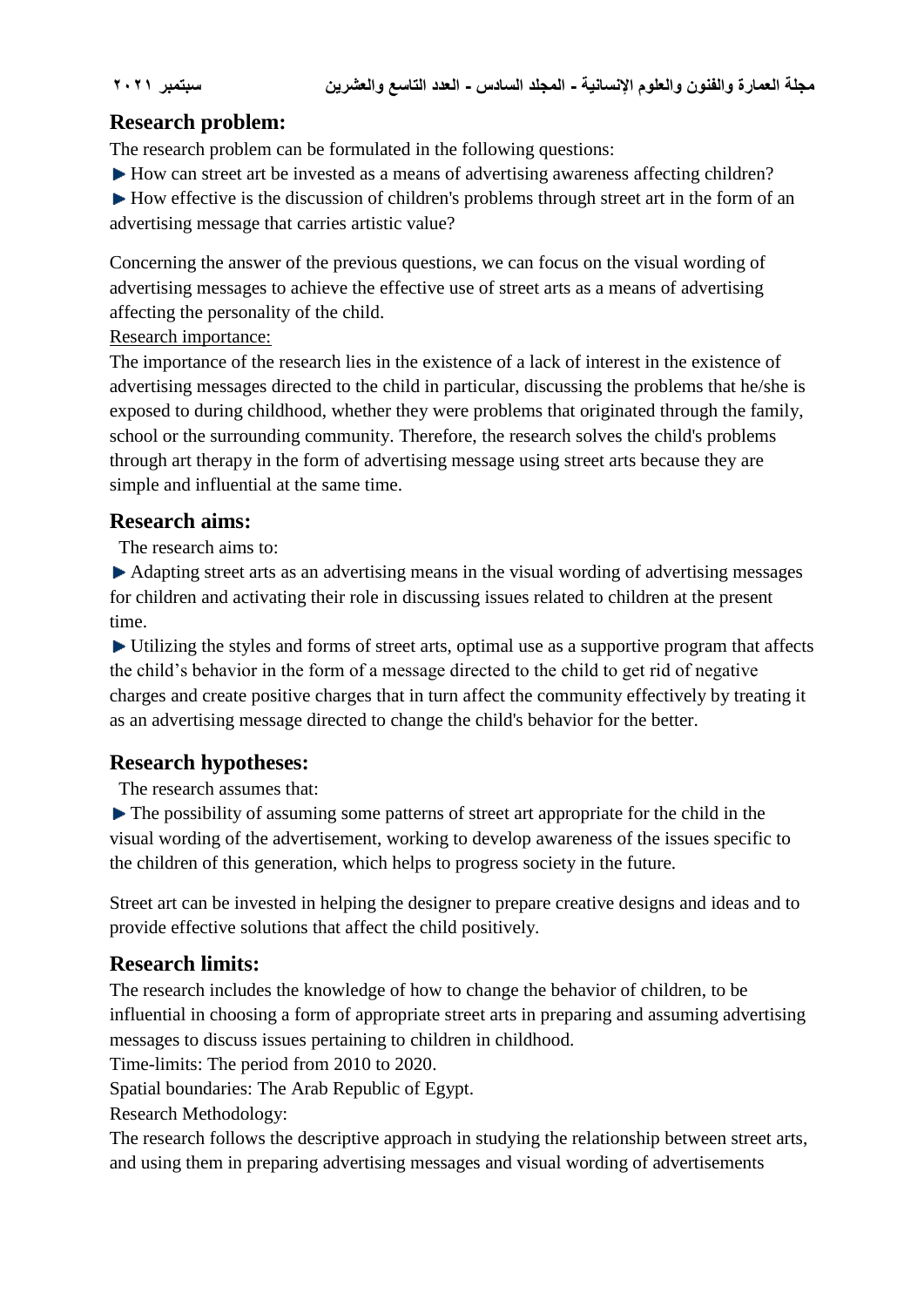## Research problem:

The research problem can be formulated in the following questions:

- How can street art be invested as a means of advertising awareness affecting children?
- How effective is the discussion of children's problems through street art in the form of an advertising message that carries artistic value?

Concerning the answer of the previous questions, we can focus on the visual wording of advertising messages to achieve the effective use of street arts as a means of advertising affecting the personality of the child.

Research importance:

The importance of the research lies in the existence of a lack of interest in the existence of advertising messages directed to the child in particular, discussing the problems that he/she is exposed to during childhood, whether they were problems that originated through the family, school or the surrounding community. Therefore, the research solves the child's problems through art therapy in the form of advertising message using street arts because they are simple and influential at the same time.

## Research aims:

The research aims to:

- Adapting street arts as an advertising means in the visual wording of advertising messages for children and activating their role in discussing issues related to children at the present time.
- Utilizing the styles and forms of street arts, optimal use as a supportive program that affects the child's behavior in the form of a message directed to the child to get rid of negative charges and create positive charges that in turn affect the community effectively by treating it as an advertising message directed to change the child's behavior for the better.

## Research hypotheses:

The research assumes that:

- The possibility of assuming some patterns of street art appropriate for the child in the visual wording of the advertisement, working to develop awareness of the issues specific to the children of this generation, which helps to progress society in the future.

Street art can be invested in helping the designer to prepare creative designs and ideas and to provide effective solutions that affect the child positively.

## Research limits:

The research includes the knowledge of how to change the behavior of children, to be influential in choosing a form of appropriate street arts in preparing and assuming advertising messages to discuss issues pertaining to children in childhood.

Time-limits: The period from 2010 to 2020.

Spatial boundaries: The Arab Republic of Egypt.

Research Methodology:

The research follows the descriptive approach in studying the relationship between street arts, and using them in preparing advertising messages and visual wording of advertisements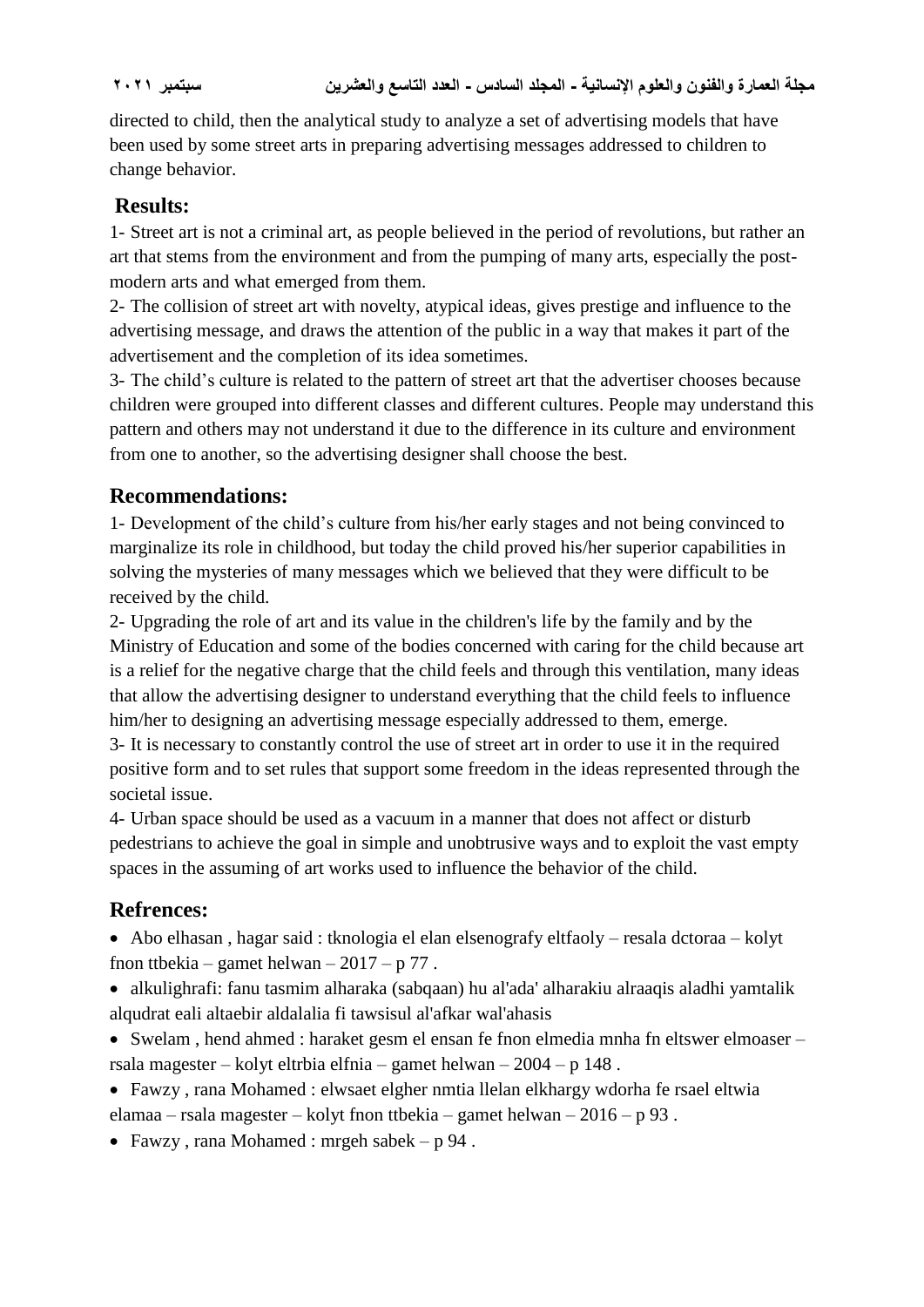directed to child, then the analytical study to analyze a set of advertising models that have been used by some street arts in preparing advertising messages addressed to children to change behavior.

## Results:

1- Street art is not a criminal art, as people believed in the period of revolutions, but rather an art that stems from the environment and from the pumping of many arts, especially the post-modern arts and what emerged from them.

2- The collision of street art with novelty, atypical ideas, gives prestige and influence to the advertising message, and draws the attention of the public in a way that makes it part of the advertisement and the completion of its idea sometimes.

3- The child's culture is related to the pattern of street art that the advertiser chooses because children were grouped into different classes and different cultures. People may understand this pattern and others may not understand it due to the difference in its culture and environment from one to another, so the advertising designer shall choose the best.

## Recommendations:

1- Development of the child's culture from his/her early stages and not being convinced to marginalize its role in childhood, but today the child proved his/her superior capabilities in solving the mysteries of many messages which we believed that they were difficult to be received by the child.

2- Upgrading the role of art and its value in the children's life by the family and by the Ministry of Education and some of the bodies concerned with caring for the child because art is a relief for the negative charge that the child feels and through this ventilation, many ideas that allow the advertising designer to understand everything that the child feels to influence him/her to designing an advertising message especially addressed to them, emerge.

3- It is necessary to constantly control the use of street art in order to use it in the required positive form and to set rules that support some freedom in the ideas represented through the societal issue.

4- Urban space should be used as a vacuum in a manner that does not affect or disturb pedestrians to achieve the goal in simple and unobtrusive ways and to exploit the vast empty spaces in the assuming of art works used to influence the behavior of the child.

## Refrences:

- Abo elhasan , hagar said : tknologia el elan elsenografy eltfaoly – resala dctoraa – kolyt fnon ttbekia – gamet helwan – 2017 – p 77 .
- alkulighrafi: fanu tasmim alharaka (sabqaan) hu al'ada' alharakiu alraaqis aladhi yamtalik alqudrat eali altaebir aldalalia fi tawsisul al'afkar wal'ahasis
- Swelam , hend ahmed : haraket gesm el ensan fe fnon elmedia mnha fn eltswer elmoaser – rsala magester – kolyt eltrbia elfnia – gamet helwan – 2004 – p 148 .
- Fawzy , rana Mohamed : elwsaet elgher nmtia llelan elkhargy wdorha fe rsael eltwia elamaa – rsala magester – kolyt fnon ttbekia – gamet helwan – 2016 – p 93 .
- Fawzy , rana Mohamed : mrgeh sabek – p 94 .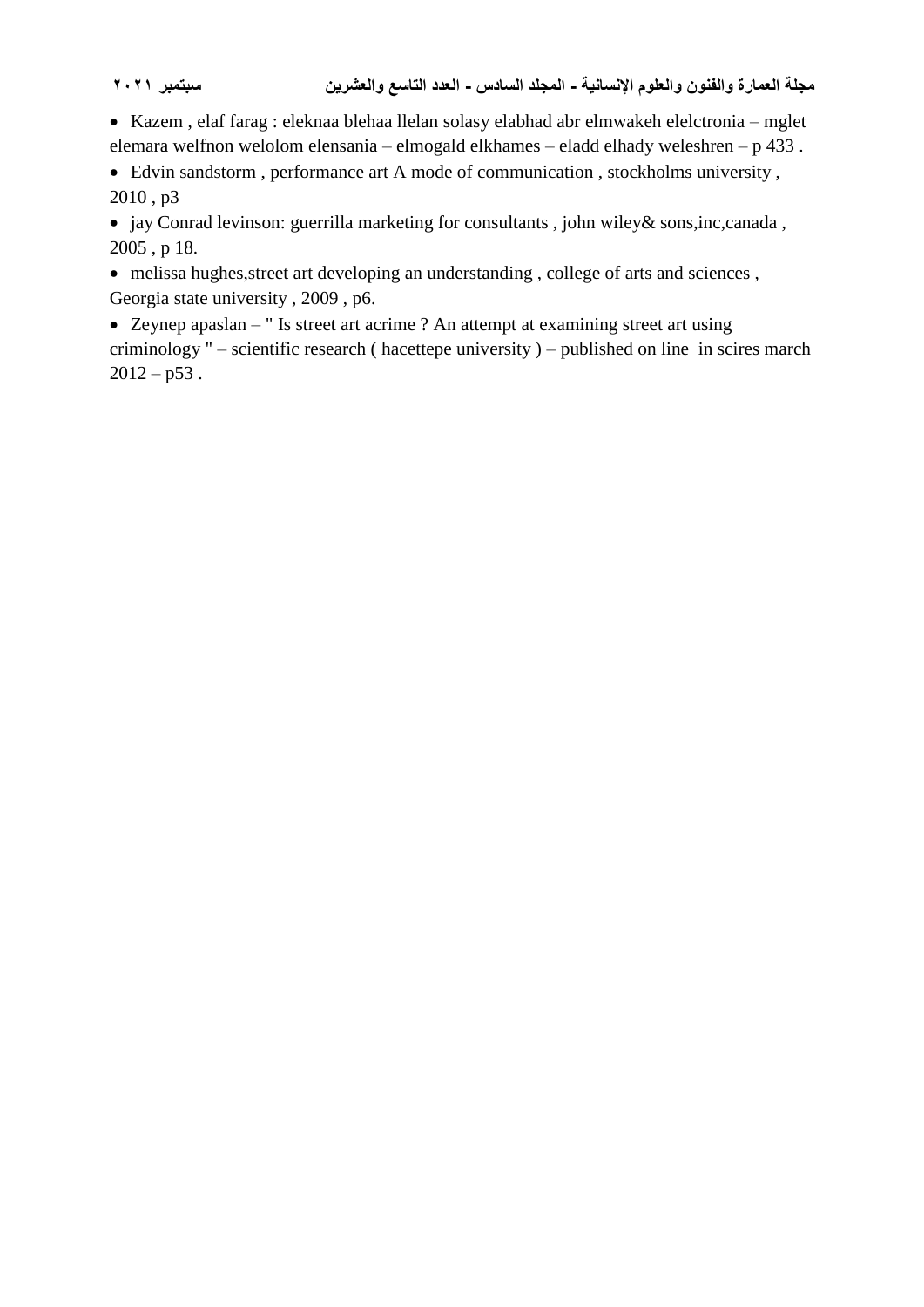- Kazem , elaf farag : eleknaa blehaa llelan solasy elabhad abr elmwakeh elelctronia – mglet elemara welfnon welolom elensania – elmogald elkhames – eladd elhady weleshren – p 433 .
- Edvin sandstorm , performance art A mode of communication , stockholms university , 2010 , p3
- jay Conrad levinson: guerrilla marketing for consultants , john wiley& sons,inc,canada , 2005 , p 18.
- melissa hughes,street art developing an understanding , college of arts and sciences , Georgia state university , 2009 , p6.
- Zeynep apaslan – " Is street art acrime ? An attempt at examining street art using criminology " – scientific research ( hacettepe university ) – published on line in scires march 2012 – p53 .